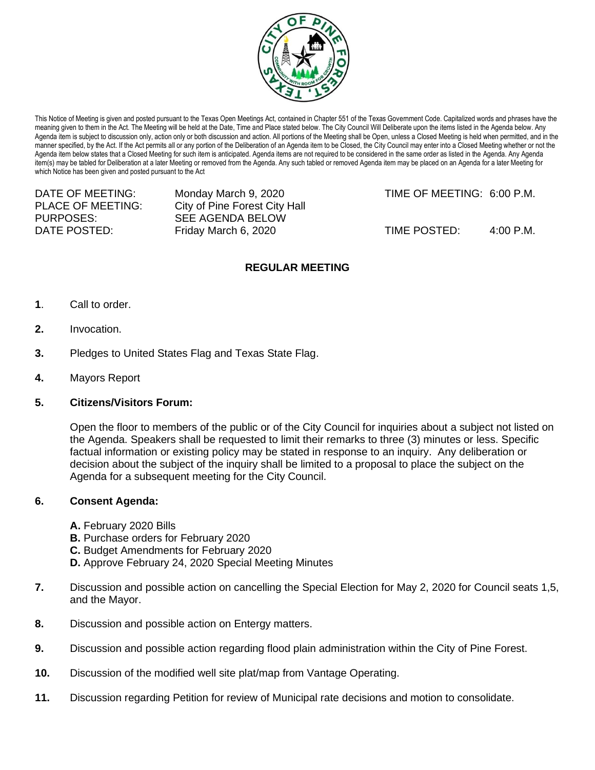This Notice of Meeting is given and posted pursuant to the Texas Open Meetings Act, contained in Chapter 551 of the Texas Government Code. Capitalized words and phrases have the meaning given to them in the Act. The Meeting will be held at the Date, Time and Place stated below. The City Council Will Deliberate upon the items listed in the Agenda below. Any Agenda item is subject to discussion only, action only or both discussion and action. All portions of the Meeting shall be Open, unless a Closed Meeting is held when permitted, and in the manner specified, by the Act. If the Act permits all or any portion of the Deliberation of an Agenda item to be Closed, the City Council may enter into a Closed Meeting whether or not the Agenda item below states that a Closed Meeting for such item is anticipated. Agenda items are not required to be considered in the same order as listed in the Agenda. Any Agenda item(s) may be tabled for Deliberation at a later Meeting or removed from the Agenda. Any such tabled or removed Agenda item may be placed on an Agenda for a later Meeting for which Notice has been given and posted pursuant to the Act

| | | | |
|---|---|---|---|
| DATE OF MEETING: | Monday March 9, 2020 | TIME OF MEETING: | 6:00 P.M. |
| PLACE OF MEETING: | City of Pine Forest City Hall | | |
| PURPOSES: | SEE AGENDA BELOW | | |
| DATE POSTED: | Friday March 6, 2020 | TIME POSTED: | 4:00 P.M. |

## REGULAR MEETING

**1**. Call to order.

**2.** Invocation.

**3.** Pledges to United States Flag and Texas State Flag.

**4.** Mayors Report

**5. Citizens/Visitors Forum:**

Open the floor to members of the public or of the City Council for inquiries about a subject not listed on the Agenda. Speakers shall be requested to limit their remarks to three (3) minutes or less. Specific factual information or existing policy may be stated in response to an inquiry. Any deliberation or decision about the subject of the inquiry shall be limited to a proposal to place the subject on the Agenda for a subsequent meeting for the City Council.

**6. Consent Agenda:**

**A.** February 2020 Bills
**B.** Purchase orders for February 2020
**C.** Budget Amendments for February 2020
**D.** Approve February 24, 2020 Special Meeting Minutes

**7.** Discussion and possible action on cancelling the Special Election for May 2, 2020 for Council seats 1,5, and the Mayor.

**8.** Discussion and possible action on Entergy matters.

**9.** Discussion and possible action regarding flood plain administration within the City of Pine Forest.

**10.** Discussion of the modified well site plat/map from Vantage Operating.

**11.** Discussion regarding Petition for review of Municipal rate decisions and motion to consolidate.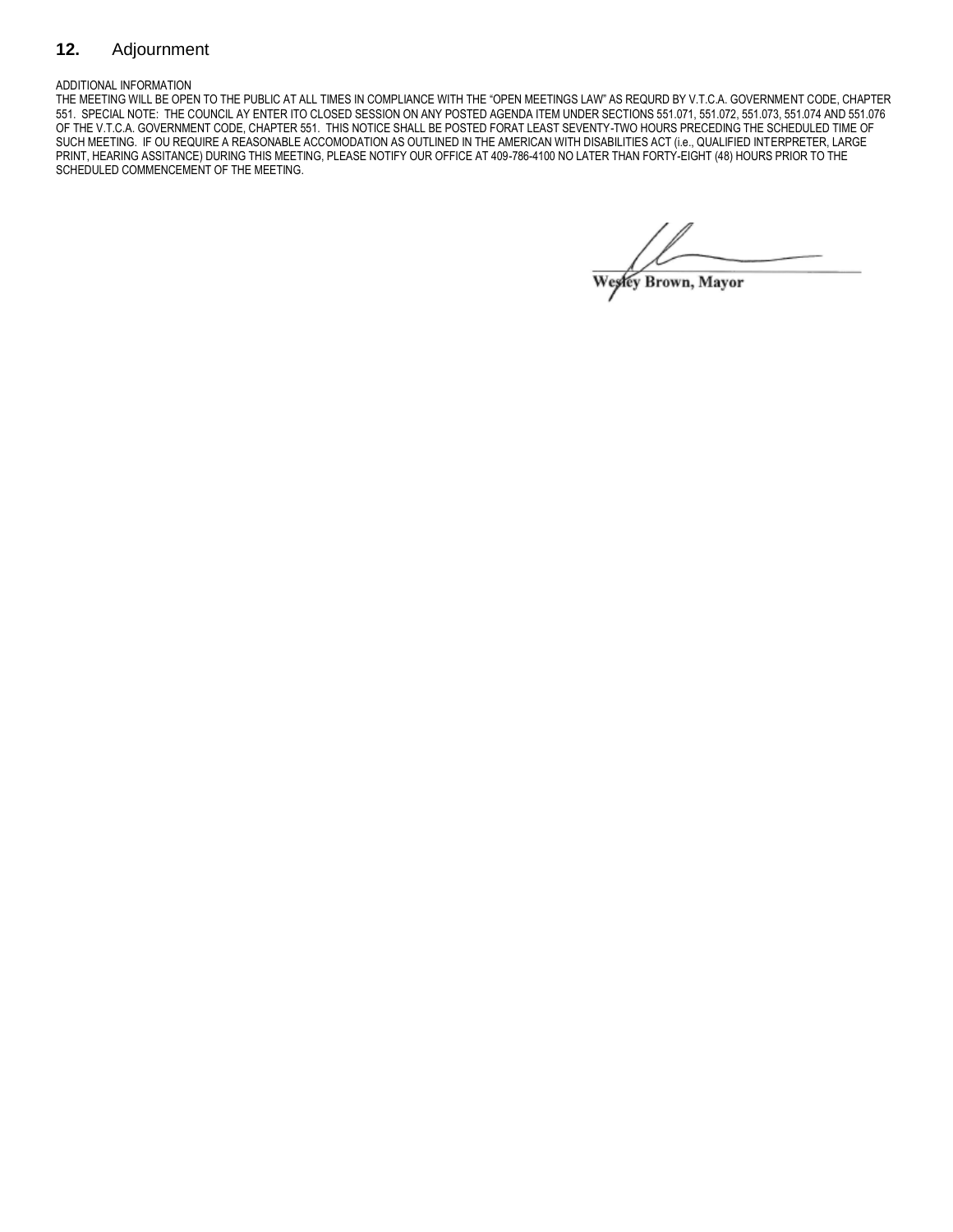## **12.** Adjournment

ADDITIONAL INFORMATION

THE MEETING WILL BE OPEN TO THE PUBLIC AT ALL TIMES IN COMPLIANCE WITH THE "OPEN MEETINGS LAW" AS REQURD BY V.T.C.A. GOVERNMENT CODE, CHAPTER 551. SPECIAL NOTE: THE COUNCIL AY ENTER ITO CLOSED SESSION ON ANY POSTED AGENDA ITEM UNDER SECTIONS 551.071, 551.072, 551.073, 551.074 AND 551.076 OF THE V.T.C.A. GOVERNMENT CODE, CHAPTER 551. THIS NOTICE SHALL BE POSTED FORAT LEAST SEVENTY-TWO HOURS PRECEDING THE SCHEDULED TIME OF SUCH MEETING. IF OU REQUIRE A REASONABLE ACCOMODATION AS OUTLINED IN THE AMERICAN WITH DISABILITIES ACT (i.e., QUALIFIED INTERPRETER, LARGE PRINT, HEARING ASSITANCE) DURING THIS MEETING, PLEASE NOTIFY OUR OFFICE AT 409-786-4100 NO LATER THAN FORTY-EIGHT (48) HOURS PRIOR TO THE SCHEDULED COMMENCEMENT OF THE MEETING.

**Wesley Brown, Mayor**